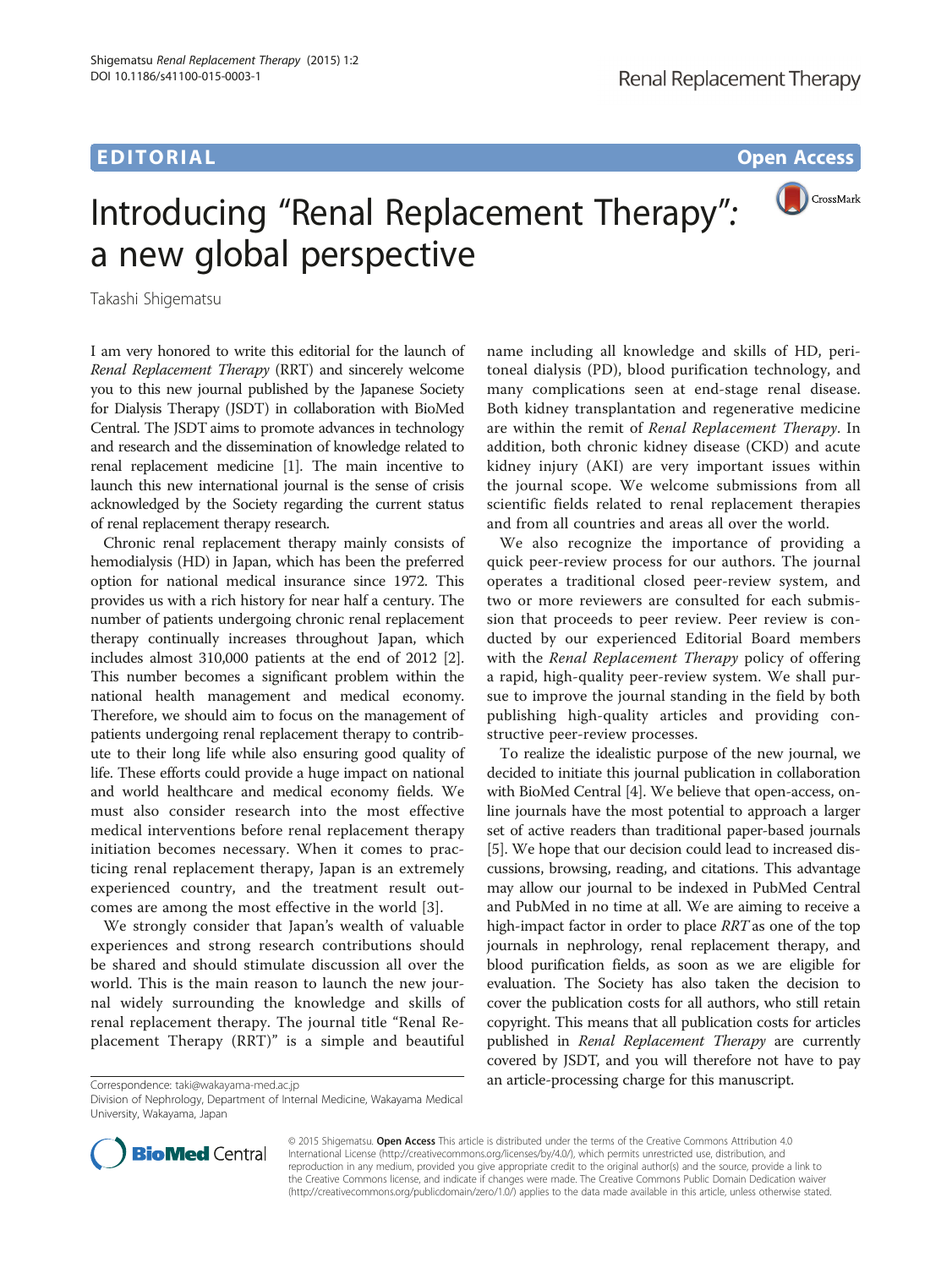EDITORIAL

Open Access

# Introducing "Renal Replacement Therapy": a new global perspective

Takashi Shigematsu

I am very honored to write this editorial for the launch of *Renal Replacement Therapy* (RRT) and sincerely welcome you to this new journal published by the Japanese Society for Dialysis Therapy (JSDT) in collaboration with BioMed Central. The JSDT aims to promote advances in technology and research and the dissemination of knowledge related to renal replacement medicine [1]. The main incentive to launch this new international journal is the sense of crisis acknowledged by the Society regarding the current status of renal replacement therapy research.

Chronic renal replacement therapy mainly consists of hemodialysis (HD) in Japan, which has been the preferred option for national medical insurance since 1972. This provides us with a rich history for near half a century. The number of patients undergoing chronic renal replacement therapy continually increases throughout Japan, which includes almost 310,000 patients at the end of 2012 [2]. This number becomes a significant problem within the national health management and medical economy. Therefore, we should aim to focus on the management of patients undergoing renal replacement therapy to contribute to their long life while also ensuring good quality of life. These efforts could provide a huge impact on national and world healthcare and medical economy fields. We must also consider research into the most effective medical interventions before renal replacement therapy initiation becomes necessary. When it comes to practicing renal replacement therapy, Japan is an extremely experienced country, and the treatment result outcomes are among the most effective in the world [3].

We strongly consider that Japan's wealth of valuable experiences and strong research contributions should be shared and should stimulate discussion all over the world. This is the main reason to launch the new journal widely surrounding the knowledge and skills of renal replacement therapy. The journal title "Renal Replacement Therapy (RRT)" is a simple and beautiful name including all knowledge and skills of HD, peritoneal dialysis (PD), blood purification technology, and many complications seen at end-stage renal disease. Both kidney transplantation and regenerative medicine are within the remit of *Renal Replacement Therapy*. In addition, both chronic kidney disease (CKD) and acute kidney injury (AKI) are very important issues within the journal scope. We welcome submissions from all scientific fields related to renal replacement therapies and from all countries and areas all over the world.

We also recognize the importance of providing a quick peer-review process for our authors. The journal operates a traditional closed peer-review system, and two or more reviewers are consulted for each submission that proceeds to peer review. Peer review is conducted by our experienced Editorial Board members with the *Renal Replacement Therapy* policy of offering a rapid, high-quality peer-review system. We shall pursue to improve the journal standing in the field by both publishing high-quality articles and providing constructive peer-review processes.

To realize the idealistic purpose of the new journal, we decided to initiate this journal publication in collaboration with BioMed Central [4]. We believe that open-access, online journals have the most potential to approach a larger set of active readers than traditional paper-based journals [5]. We hope that our decision could lead to increased discussions, browsing, reading, and citations. This advantage may allow our journal to be indexed in PubMed Central and PubMed in no time at all. We are aiming to receive a high-impact factor in order to place *RRT* as one of the top journals in nephrology, renal replacement therapy, and blood purification fields, as soon as we are eligible for evaluation. The Society has also taken the decision to cover the publication costs for all authors, who still retain copyright. This means that all publication costs for articles published in *Renal Replacement Therapy* are currently covered by JSDT, and you will therefore not have to pay an article-processing charge for this manuscript.

Correspondence: taki@wakayama-med.ac.jp

Division of Nephrology, Department of Internal Medicine, Wakayama Medical University, Wakayama, Japan

© 2015 Shigematsu. **Open Access** This article is distributed under the terms of the Creative Commons Attribution 4.0 International License (http://creativecommons.org/licenses/by/4.0/), which permits unrestricted use, distribution, and reproduction in any medium, provided you give appropriate credit to the original author(s) and the source, provide a link to the Creative Commons license, and indicate if changes were made. The Creative Commons Public Domain Dedication waiver (http://creativecommons.org/publicdomain/zero/1.0/) applies to the data made available in this article, unless otherwise stated.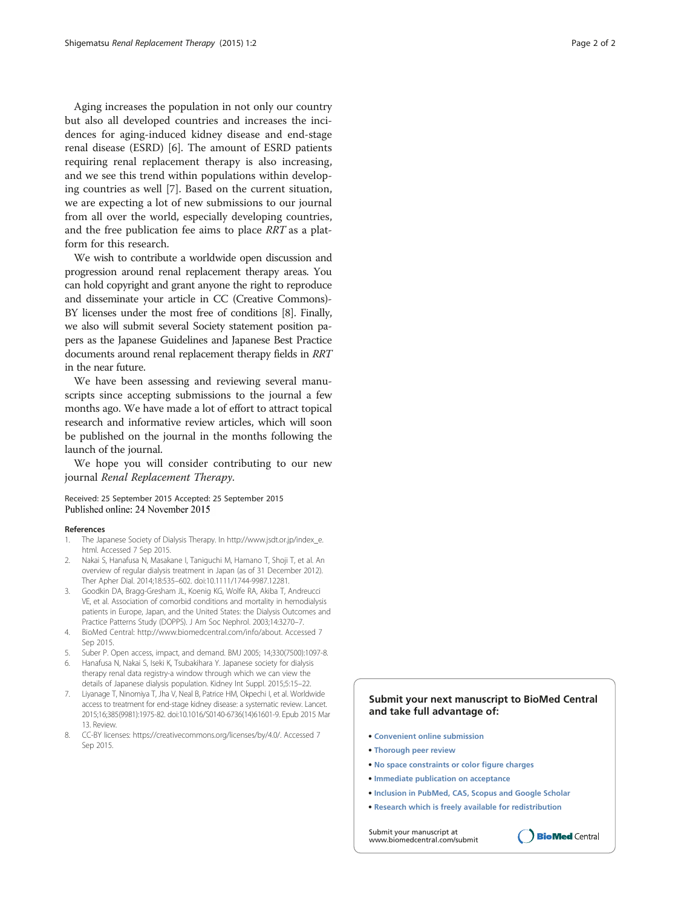Aging increases the population in not only our country but also all developed countries and increases the incidences for aging-induced kidney disease and end-stage renal disease (ESRD) [6]. The amount of ESRD patients requiring renal replacement therapy is also increasing, and we see this trend within populations within developing countries as well [7]. Based on the current situation, we are expecting a lot of new submissions to our journal from all over the world, especially developing countries, and the free publication fee aims to place *RRT* as a platform for this research.

We wish to contribute a worldwide open discussion and progression around renal replacement therapy areas. You can hold copyright and grant anyone the right to reproduce and disseminate your article in CC (Creative Commons)-BY licenses under the most free of conditions [8]. Finally, we also will submit several Society statement position papers as the Japanese Guidelines and Japanese Best Practice documents around renal replacement therapy fields in *RRT* in the near future.

We have been assessing and reviewing several manuscripts since accepting submissions to the journal a few months ago. We have made a lot of effort to attract topical research and informative review articles, which will soon be published on the journal in the months following the launch of the journal.

We hope you will consider contributing to our new journal *Renal Replacement Therapy*.

Received: 25 September 2015 Accepted: 25 September 2015
Published online: 24 November 2015

#### References

1. The Japanese Society of Dialysis Therapy. In http://www.jsdt.or.jp/index_e.html. Accessed 7 Sep 2015.
2. Nakai S, Hanafusa N, Masakane I, Taniguchi M, Hamano T, Shoji T, et al. An overview of regular dialysis treatment in Japan (as of 31 December 2012). Ther Apher Dial. 2014;18:535–602. doi:10.1111/1744-9987.12281.
3. Goodkin DA, Bragg-Gresham JL, Koenig KG, Wolfe RA, Akiba T, Andreucci VE, et al. Association of comorbid conditions and mortality in hemodialysis patients in Europe, Japan, and the United States: the Dialysis Outcomes and Practice Patterns Study (DOPPS). J Am Soc Nephrol. 2003;14:3270–7.
4. BioMed Central: http://www.biomedcentral.com/info/about. Accessed 7 Sep 2015.
5. Suber P. Open access, impact, and demand. BMJ 2005; 14;330(7500):1097-8.
6. Hanafusa N, Nakai S, Iseki K, Tsubakihara Y. Japanese society for dialysis therapy renal data registry-a window through which we can view the details of Japanese dialysis population. Kidney Int Suppl. 2015;5:15–22.
7. Liyanage T, Ninomiya T, Jha V, Neal B, Patrice HM, Okpechi I, et al. Worldwide access to treatment for end-stage kidney disease: a systematic review. Lancet. 2015;16;385(9981):1975-82. doi:10.1016/S0140-6736(14)61601-9. Epub 2015 Mar 13. Review.
8. CC-BY licenses: https://creativecommons.org/licenses/by/4.0/. Accessed 7 Sep 2015.

**Submit your next manuscript to BioMed Central and take full advantage of:**

- **Convenient online submission**
- **Thorough peer review**
- **No space constraints or color figure charges**
- **Immediate publication on acceptance**
- **Inclusion in PubMed, CAS, Scopus and Google Scholar**
- **Research which is freely available for redistribution**

Submit your manuscript at
www.biomedcentral.com/submit

BioMed Central